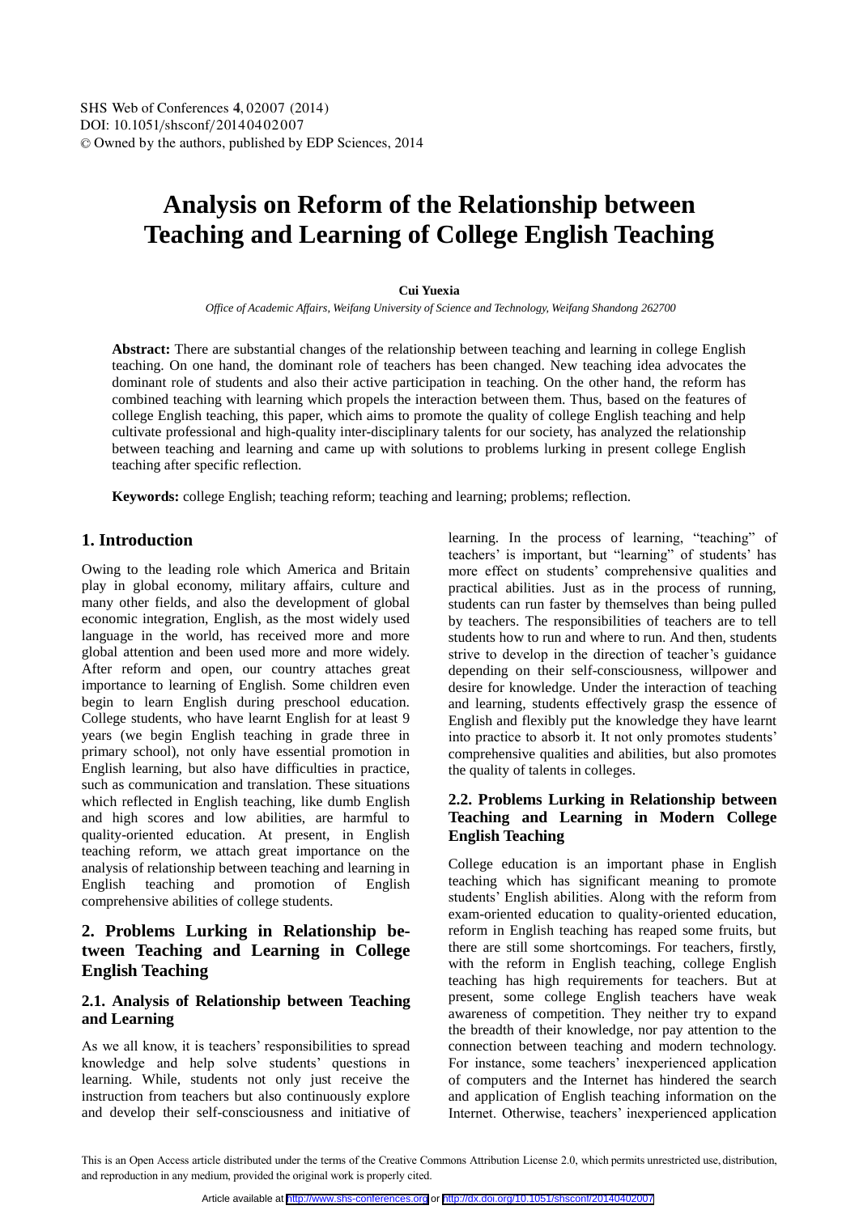# Analysis on Reform of the Relationship between Teaching and Learning of College English Teaching

**Cui Yuexia**

*Office of Academic Affairs, Weifang University of Science and Technology, Weifang Shandong 262700*

**Abstract:** There are substantial changes of the relationship between teaching and learning in college English teaching. On one hand, the dominant role of teachers has been changed. New teaching idea advocates the dominant role of students and also their active participation in teaching. On the other hand, the reform has combined teaching with learning which propels the interaction between them. Thus, based on the features of college English teaching, this paper, which aims to promote the quality of college English teaching and help cultivate professional and high-quality inter-disciplinary talents for our society, has analyzed the relationship between teaching and learning and came up with solutions to problems lurking in present college English teaching after specific reflection.

**Keywords:** college English; teaching reform; teaching and learning; problems; reflection.

## 1. Introduction

Owing to the leading role which America and Britain play in global economy, military affairs, culture and many other fields, and also the development of global economic integration, English, as the most widely used language in the world, has received more and more global attention and been used more and more widely. After reform and open, our country attaches great importance to learning of English. Some children even begin to learn English during preschool education. College students, who have learnt English for at least 9 years (we begin English teaching in grade three in primary school), not only have essential promotion in English learning, but also have difficulties in practice, such as communication and translation. These situations which reflected in English teaching, like dumb English and high scores and low abilities, are harmful to quality-oriented education. At present, in English teaching reform, we attach great importance on the analysis of relationship between teaching and learning in English teaching and promotion of English comprehensive abilities of college students.

## 2. Problems Lurking in Relationship between Teaching and Learning in College English Teaching

### 2.1. Analysis of Relationship between Teaching and Learning

As we all know, it is teachers' responsibilities to spread knowledge and help solve students' questions in learning. While, students not only just receive the instruction from teachers but also continuously explore and develop their self-consciousness and initiative of learning. In the process of learning, "teaching" of teachers' is important, but "learning" of students' has more effect on students' comprehensive qualities and practical abilities. Just as in the process of running, students can run faster by themselves than being pulled by teachers. The responsibilities of teachers are to tell students how to run and where to run. And then, students strive to develop in the direction of teacher's guidance depending on their self-consciousness, willpower and desire for knowledge. Under the interaction of teaching and learning, students effectively grasp the essence of English and flexibly put the knowledge they have learnt into practice to absorb it. It not only promotes students' comprehensive qualities and abilities, but also promotes the quality of talents in colleges.

### 2.2. Problems Lurking in Relationship between Teaching and Learning in Modern College English Teaching

College education is an important phase in English teaching which has significant meaning to promote students' English abilities. Along with the reform from exam-oriented education to quality-oriented education, reform in English teaching has reaped some fruits, but there are still some shortcomings. For teachers, firstly, with the reform in English teaching, college English teaching has high requirements for teachers. But at present, some college English teachers have weak awareness of competition. They neither try to expand the breadth of their knowledge, nor pay attention to the connection between teaching and modern technology. For instance, some teachers' inexperienced application of computers and the Internet has hindered the search and application of English teaching information on the Internet. Otherwise, teachers' inexperienced application

This is an Open Access article distributed under the terms of the Creative Commons Attribution License 2.0, which permits unrestricted use, distribution, and reproduction in any medium, provided the original work is properly cited.

Article available at http://www.shs-conferences.org or http://dx.doi.org/10.1051/shsconf/20140402007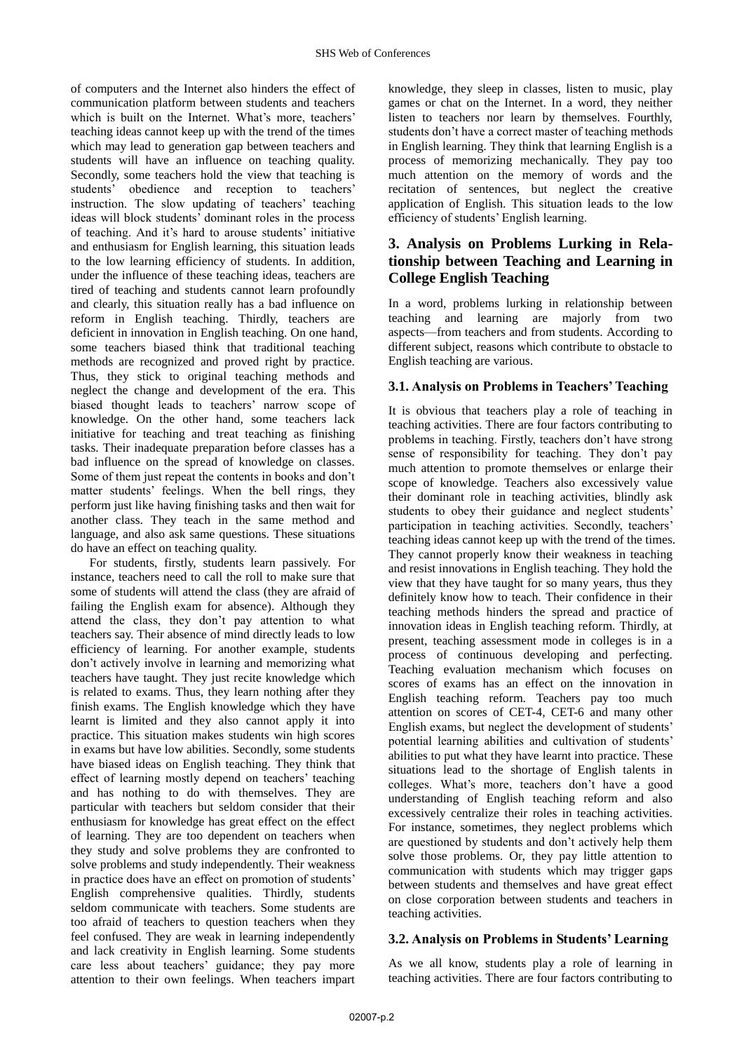of computers and the Internet also hinders the effect of communication platform between students and teachers which is built on the Internet. What's more, teachers' teaching ideas cannot keep up with the trend of the times which may lead to generation gap between teachers and students will have an influence on teaching quality. Secondly, some teachers hold the view that teaching is students' obedience and reception to teachers' instruction. The slow updating of teachers' teaching ideas will block students' dominant roles in the process of teaching. And it's hard to arouse students' initiative and enthusiasm for English learning, this situation leads to the low learning efficiency of students. In addition, under the influence of these teaching ideas, teachers are tired of teaching and students cannot learn profoundly and clearly, this situation really has a bad influence on reform in English teaching. Thirdly, teachers are deficient in innovation in English teaching. On one hand, some teachers biased think that traditional teaching methods are recognized and proved right by practice. Thus, they stick to original teaching methods and neglect the change and development of the era. This biased thought leads to teachers' narrow scope of knowledge. On the other hand, some teachers lack initiative for teaching and treat teaching as finishing tasks. Their inadequate preparation before classes has a bad influence on the spread of knowledge on classes. Some of them just repeat the contents in books and don't matter students' feelings. When the bell rings, they perform just like having finishing tasks and then wait for another class. They teach in the same method and language, and also ask same questions. These situations do have an effect on teaching quality.

For students, firstly, students learn passively. For instance, teachers need to call the roll to make sure that some of students will attend the class (they are afraid of failing the English exam for absence). Although they attend the class, they don't pay attention to what teachers say. Their absence of mind directly leads to low efficiency of learning. For another example, students don't actively involve in learning and memorizing what teachers have taught. They just recite knowledge which is related to exams. Thus, they learn nothing after they finish exams. The English knowledge which they have learnt is limited and they also cannot apply it into practice. This situation makes students win high scores in exams but have low abilities. Secondly, some students have biased ideas on English teaching. They think that effect of learning mostly depend on teachers' teaching and has nothing to do with themselves. They are particular with teachers but seldom consider that their enthusiasm for knowledge has great effect on the effect of learning. They are too dependent on teachers when they study and solve problems they are confronted to solve problems and study independently. Their weakness in practice does have an effect on promotion of students' English comprehensive qualities. Thirdly, students seldom communicate with teachers. Some students are too afraid of teachers to question teachers when they feel confused. They are weak in learning independently and lack creativity in English learning. Some students care less about teachers' guidance; they pay more attention to their own feelings. When teachers impart knowledge, they sleep in classes, listen to music, play games or chat on the Internet. In a word, they neither listen to teachers nor learn by themselves. Fourthly, students don't have a correct master of teaching methods in English learning. They think that learning English is a process of memorizing mechanically. They pay too much attention on the memory of words and the recitation of sentences, but neglect the creative application of English. This situation leads to the low efficiency of students' English learning.

## 3. Analysis on Problems Lurking in Relationship between Teaching and Learning in College English Teaching

In a word, problems lurking in relationship between teaching and learning are majorly from two aspects—from teachers and from students. According to different subject, reasons which contribute to obstacle to English teaching are various.

### 3.1. Analysis on Problems in Teachers' Teaching

It is obvious that teachers play a role of teaching in teaching activities. There are four factors contributing to problems in teaching. Firstly, teachers don't have strong sense of responsibility for teaching. They don't pay much attention to promote themselves or enlarge their scope of knowledge. Teachers also excessively value their dominant role in teaching activities, blindly ask students to obey their guidance and neglect students' participation in teaching activities. Secondly, teachers' teaching ideas cannot keep up with the trend of the times. They cannot properly know their weakness in teaching and resist innovations in English teaching. They hold the view that they have taught for so many years, thus they definitely know how to teach. Their confidence in their teaching methods hinders the spread and practice of innovation ideas in English teaching reform. Thirdly, at present, teaching assessment mode in colleges is in a process of continuous developing and perfecting. Teaching evaluation mechanism which focuses on scores of exams has an effect on the innovation in English teaching reform. Teachers pay too much attention on scores of CET-4, CET-6 and many other English exams, but neglect the development of students' potential learning abilities and cultivation of students' abilities to put what they have learnt into practice. These situations lead to the shortage of English talents in colleges. What's more, teachers don't have a good understanding of English teaching reform and also excessively centralize their roles in teaching activities. For instance, sometimes, they neglect problems which are questioned by students and don't actively help them solve those problems. Or, they pay little attention to communication with students which may trigger gaps between students and themselves and have great effect on close corporation between students and teachers in teaching activities.

### 3.2. Analysis on Problems in Students' Learning

As we all know, students play a role of learning in teaching activities. There are four factors contributing to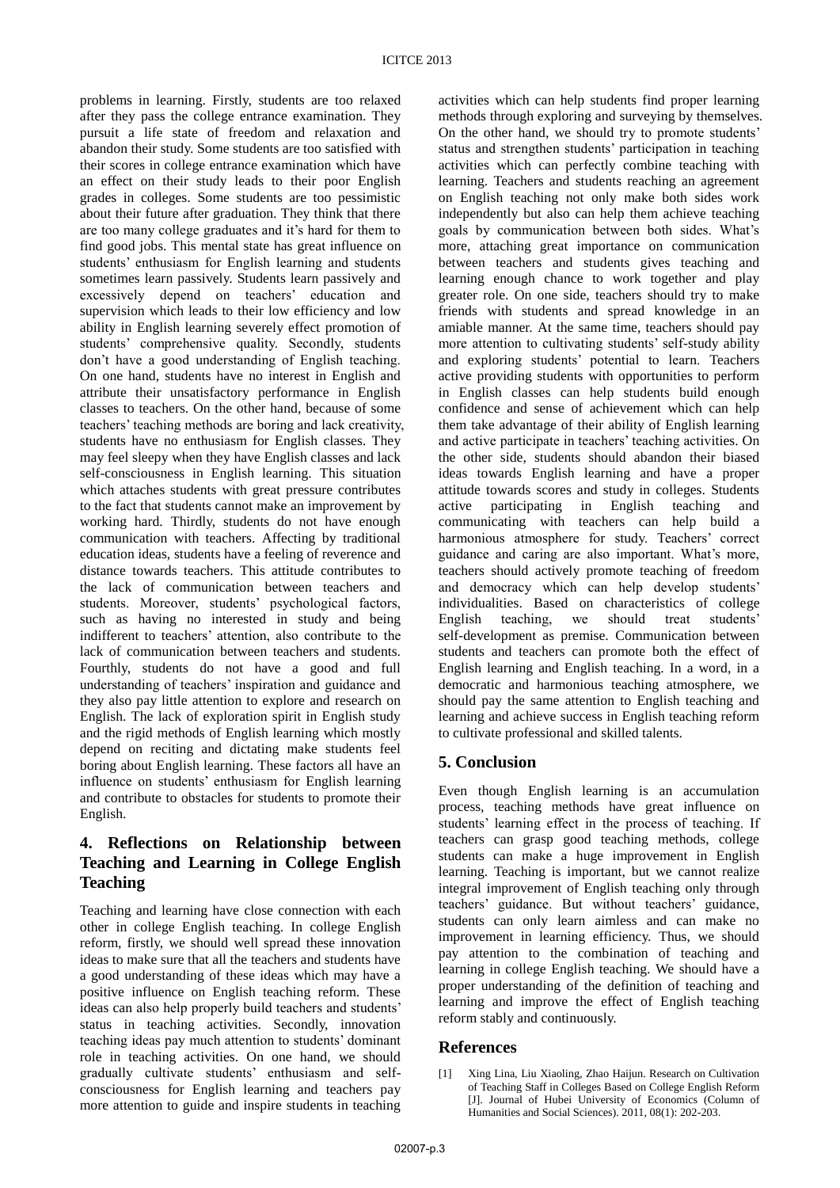problems in learning. Firstly, students are too relaxed after they pass the college entrance examination. They pursuit a life state of freedom and relaxation and abandon their study. Some students are too satisfied with their scores in college entrance examination which have an effect on their study leads to their poor English grades in colleges. Some students are too pessimistic about their future after graduation. They think that there are too many college graduates and it's hard for them to find good jobs. This mental state has great influence on students' enthusiasm for English learning and students sometimes learn passively. Students learn passively and excessively depend on teachers' education and supervision which leads to their low efficiency and low ability in English learning severely effect promotion of students' comprehensive quality. Secondly, students don't have a good understanding of English teaching. On one hand, students have no interest in English and attribute their unsatisfactory performance in English classes to teachers. On the other hand, because of some teachers' teaching methods are boring and lack creativity, students have no enthusiasm for English classes. They may feel sleepy when they have English classes and lack self-consciousness in English learning. This situation which attaches students with great pressure contributes to the fact that students cannot make an improvement by working hard. Thirdly, students do not have enough communication with teachers. Affecting by traditional education ideas, students have a feeling of reverence and distance towards teachers. This attitude contributes to the lack of communication between teachers and students. Moreover, students' psychological factors, such as having no interested in study and being indifferent to teachers' attention, also contribute to the lack of communication between teachers and students. Fourthly, students do not have a good and full understanding of teachers' inspiration and guidance and they also pay little attention to explore and research on English. The lack of exploration spirit in English study and the rigid methods of English learning which mostly depend on reciting and dictating make students feel boring about English learning. These factors all have an influence on students' enthusiasm for English learning and contribute to obstacles for students to promote their English.

## 4. Reflections on Relationship between Teaching and Learning in College English Teaching

Teaching and learning have close connection with each other in college English teaching. In college English reform, firstly, we should well spread these innovation ideas to make sure that all the teachers and students have a good understanding of these ideas which may have a positive influence on English teaching reform. These ideas can also help properly build teachers and students' status in teaching activities. Secondly, innovation teaching ideas pay much attention to students' dominant role in teaching activities. On one hand, we should gradually cultivate students' enthusiasm and self-consciousness for English learning and teachers pay more attention to guide and inspire students in teaching activities which can help students find proper learning methods through exploring and surveying by themselves. On the other hand, we should try to promote students' status and strengthen students' participation in teaching activities which can perfectly combine teaching with learning. Teachers and students reaching an agreement on English teaching not only make both sides work independently but also can help them achieve teaching goals by communication between both sides. What's more, attaching great importance on communication between teachers and students gives teaching and learning enough chance to work together and play greater role. On one side, teachers should try to make friends with students and spread knowledge in an amiable manner. At the same time, teachers should pay more attention to cultivating students' self-study ability and exploring students' potential to learn. Teachers active providing students with opportunities to perform in English classes can help students build enough confidence and sense of achievement which can help them take advantage of their ability of English learning and active participate in teachers' teaching activities. On the other side, students should abandon their biased ideas towards English learning and have a proper attitude towards scores and study in colleges. Students active participating in English teaching and communicating with teachers can help build a harmonious atmosphere for study. Teachers' correct guidance and caring are also important. What's more, teachers should actively promote teaching of freedom and democracy which can help develop students' individualities. Based on characteristics of college English teaching, we should treat students' self-development as premise. Communication between students and teachers can promote both the effect of English learning and English teaching. In a word, in a democratic and harmonious teaching atmosphere, we should pay the same attention to English teaching and learning and achieve success in English teaching reform to cultivate professional and skilled talents.

## 5. Conclusion

Even though English learning is an accumulation process, teaching methods have great influence on students' learning effect in the process of teaching. If teachers can grasp good teaching methods, college students can make a huge improvement in English learning. Teaching is important, but we cannot realize integral improvement of English teaching only through teachers' guidance. But without teachers' guidance, students can only learn aimless and can make no improvement in learning efficiency. Thus, we should pay attention to the combination of teaching and learning in college English teaching. We should have a proper understanding of the definition of teaching and learning and improve the effect of English teaching reform stably and continuously.

## References

[1] Xing Lina, Liu Xiaoling, Zhao Haijun. Research on Cultivation of Teaching Staff in Colleges Based on College English Reform [J]. Journal of Hubei University of Economics (Column of Humanities and Social Sciences). 2011, 08(1): 202-203.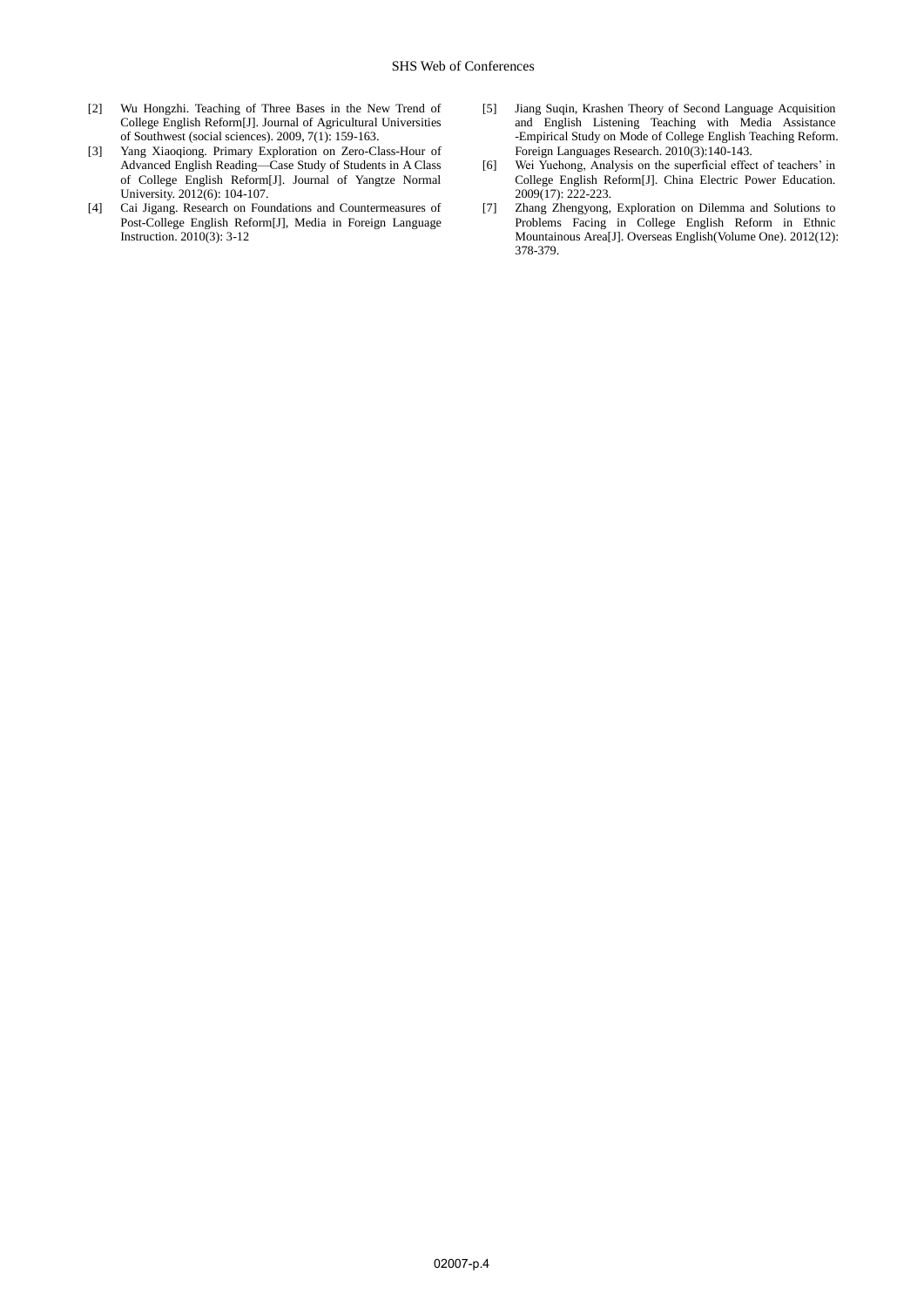[2] Wu Hongzhi. Teaching of Three Bases in the New Trend of College English Reform[J]. Journal of Agricultural Universities of Southwest (social sciences). 2009, 7(1): 159-163.

[3] Yang Xiaoqiong. Primary Exploration on Zero-Class-Hour of Advanced English Reading—Case Study of Students in A Class of College English Reform[J]. Journal of Yangtze Normal University. 2012(6): 104-107.

[4] Cai Jigang. Research on Foundations and Countermeasures of Post-College English Reform[J], Media in Foreign Language Instruction. 2010(3): 3-12

[5] Jiang Suqin, Krashen Theory of Second Language Acquisition and English Listening Teaching with Media Assistance -Empirical Study on Mode of College English Teaching Reform. Foreign Languages Research. 2010(3):140-143.

[6] Wei Yuehong, Analysis on the superficial effect of teachers' in College English Reform[J]. China Electric Power Education. 2009(17): 222-223.

[7] Zhang Zhengyong, Exploration on Dilemma and Solutions to Problems Facing in College English Reform in Ethnic Mountainous Area[J]. Overseas English(Volume One). 2012(12): 378-379.